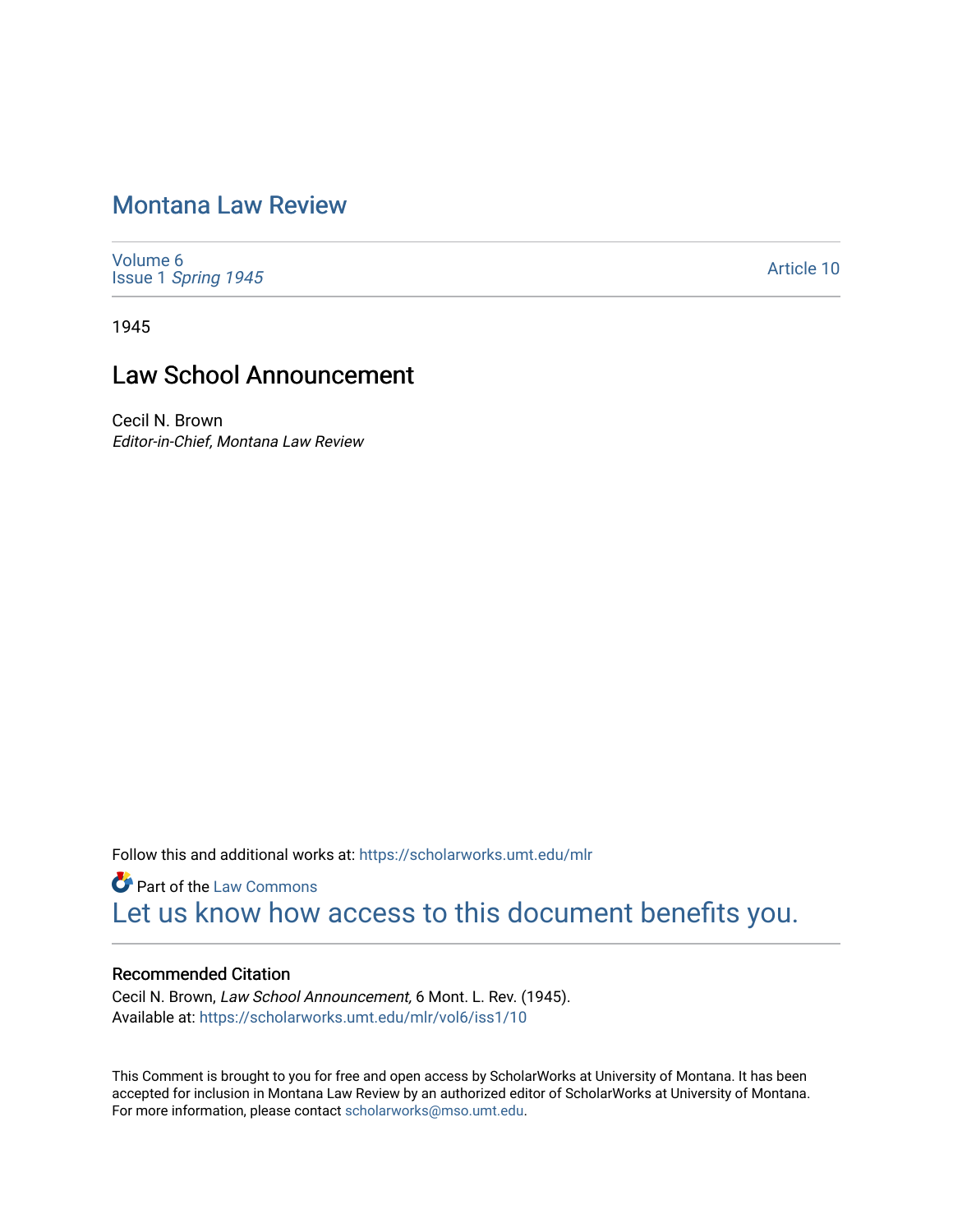# Montana Law Review

Volume 6
Issue 1 *Spring 1945*

Article 10

1945

## Law School Announcement

Cecil N. Brown
*Editor-in-Chief, Montana Law Review*

Follow this and additional works at: https://scholarworks.umt.edu/mlr

Part of the Law Commons

Let us know how access to this document benefits you.

### Recommended Citation

Cecil N. Brown, *Law School Announcement,* 6 Mont. L. Rev. (1945).
Available at: https://scholarworks.umt.edu/mlr/vol6/iss1/10

This Comment is brought to you for free and open access by ScholarWorks at University of Montana. It has been accepted for inclusion in Montana Law Review by an authorized editor of ScholarWorks at University of Montana. For more information, please contact scholarworks@mso.umt.edu.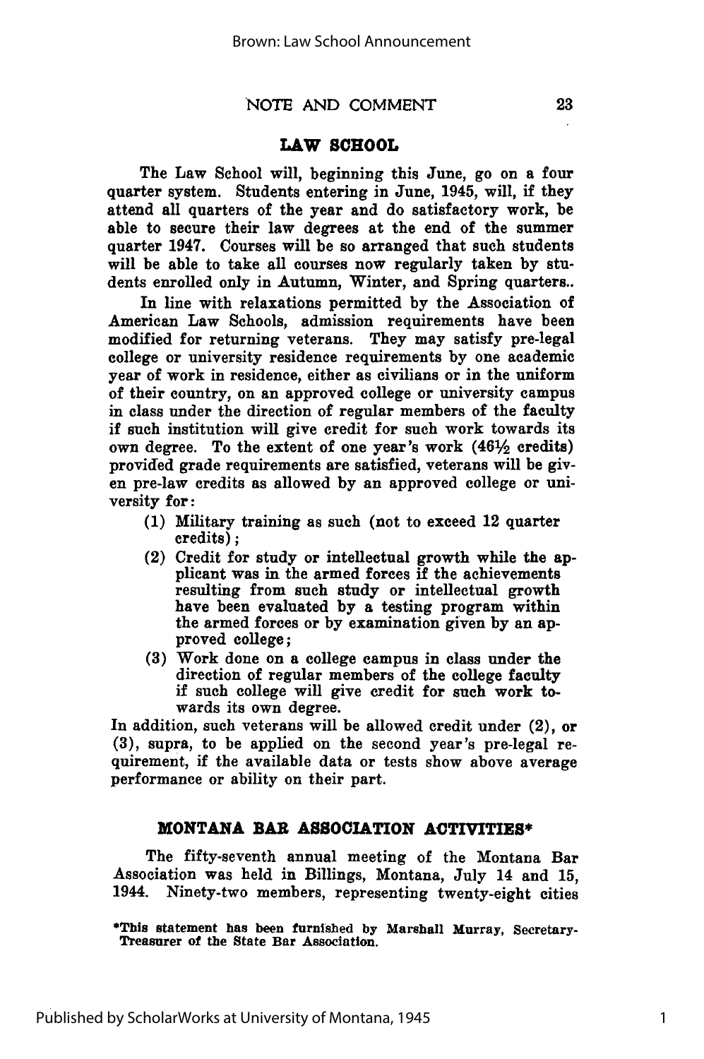## LAW SCHOOL

The Law School will, beginning this June, go on a four quarter system. Students entering in June, 1945, will, if they attend all quarters of the year and do satisfactory work, be able to secure their law degrees at the end of the summer quarter 1947. Courses will be so arranged that such students will be able to take all courses now regularly taken by students enrolled only in Autumn, Winter, and Spring quarters..

In line with relaxations permitted by the Association of American Law Schools, admission requirements have been modified for returning veterans. They may satisfy pre-legal college or university residence requirements by one academic year of work in residence, either as civilians or in the uniform of their country, on an approved college or university campus in class under the direction of regular members of the faculty if such institution will give credit for such work towards its own degree. To the extent of one year's work (46½ credits) provided grade requirements are satisfied, veterans will be given pre-law credits as allowed by an approved college or university for:

(1) Military training as such (not to exceed 12 quarter credits);
(2) Credit for study or intellectual growth while the applicant was in the armed forces if the achievements resulting from such study or intellectual growth have been evaluated by a testing program within the armed forces or by examination given by an approved college;
(3) Work done on a college campus in class under the direction of regular members of the college faculty if such college will give credit for such work towards its own degree.

In addition, such veterans will be allowed credit under (2), or (3), supra, to be applied on the second year's pre-legal requirement, if the available data or tests show above average performance or ability on their part.

## MONTANA BAR ASSOCIATION ACTIVITIES*

The fifty-seventh annual meeting of the Montana Bar Association was held in Billings, Montana, July 14 and 15, 1944. Ninety-two members, representing twenty-eight cities

*This statement has been furnished by Marshall Murray, Secretary-Treasurer of the State Bar Association.